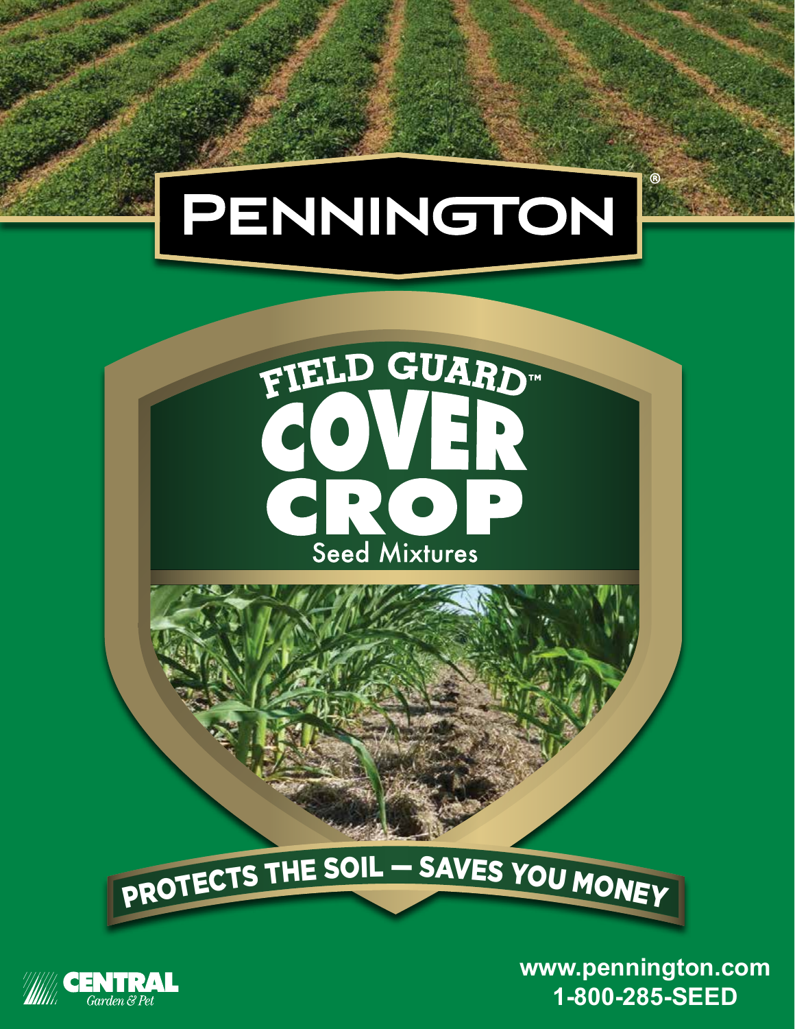# PENNINGTON®

## FIELD GUARD™ COVER CROP

### Seed Mixtures

**PROTECTS THE SOIL — SAVES YOU MONEY**

CENTRAL Garden & Pet

www.pennington.com
1-800-285-SEED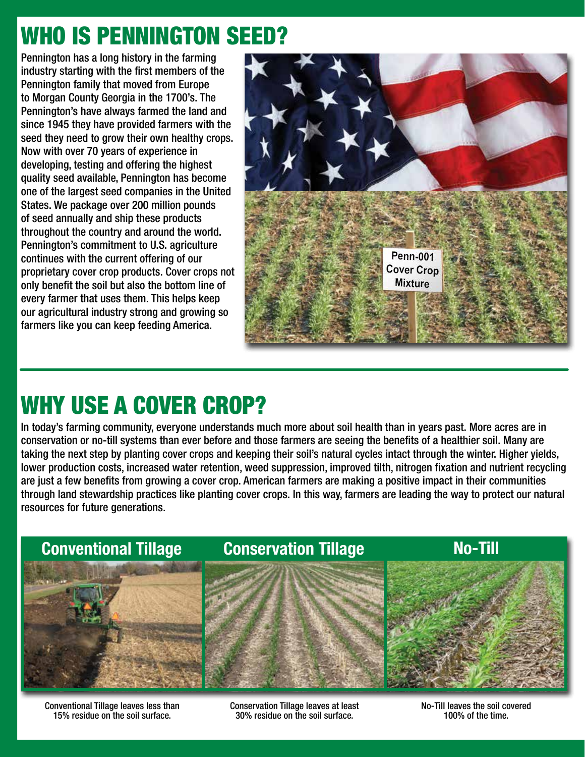# WHO IS PENNINGTON SEED?

Pennington has a long history in the farming industry starting with the first members of the Pennington family that moved from Europe to Morgan County Georgia in the 1700's. The Pennington's have always farmed the land and since 1945 they have provided farmers with the seed they need to grow their own healthy crops. Now with over 70 years of experience in developing, testing and offering the highest quality seed available, Pennington has become one of the largest seed companies in the United States. We package over 200 million pounds of seed annually and ship these products throughout the country and around the world. Pennington's commitment to U.S. agriculture continues with the current offering of our proprietary cover crop products. Cover crops not only benefit the soil but also the bottom line of every farmer that uses them. This helps keep our agricultural industry strong and growing so farmers like you can keep feeding America.

Penn-001 Cover Crop Mixture

# WHY USE A COVER CROP?

In today's farming community, everyone understands much more about soil health than in years past. More acres are in conservation or no-till systems than ever before and those farmers are seeing the benefits of a healthier soil. Many are taking the next step by planting cover crops and keeping their soil's natural cycles intact through the winter. Higher yields, lower production costs, increased water retention, weed suppression, improved tilth, nitrogen fixation and nutrient recycling are just a few benefits from growing a cover crop. American farmers are making a positive impact in their communities through land stewardship practices like planting cover crops. In this way, farmers are leading the way to protect our natural resources for future generations.

## Conventional Tillage

Conventional Tillage leaves less than 15% residue on the soil surface.

## Conservation Tillage

Conservation Tillage leaves at least 30% residue on the soil surface.

## No-Till

No-Till leaves the soil covered 100% of the time.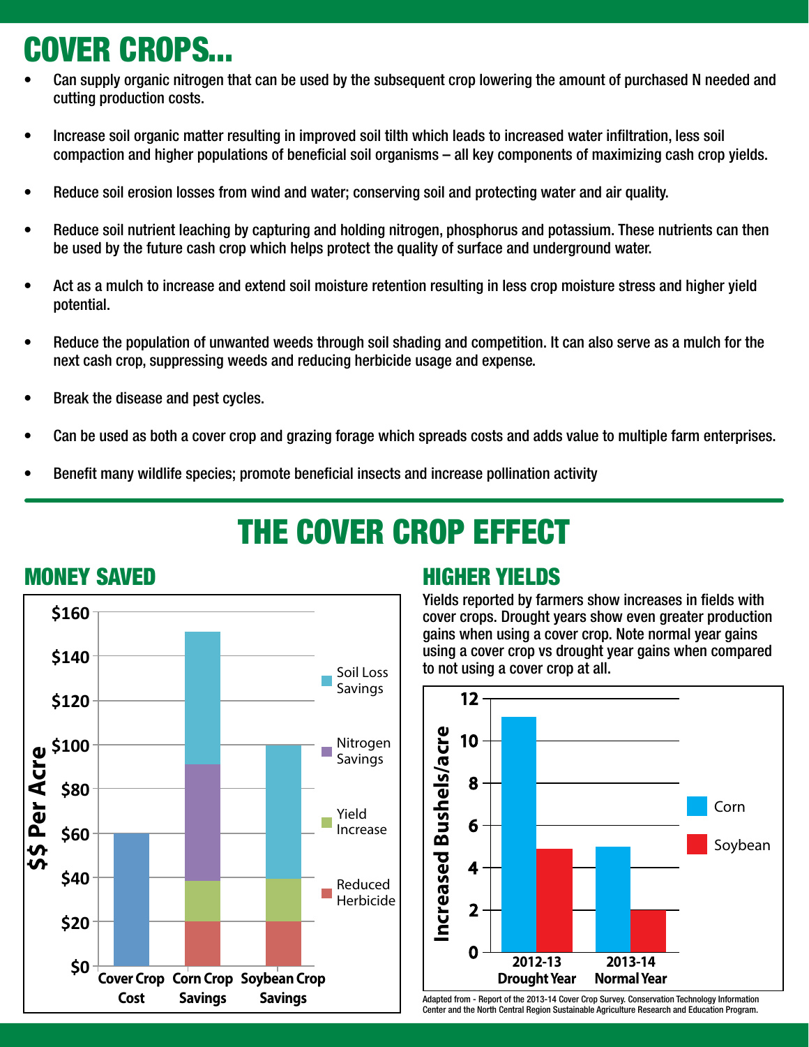# COVER CROPS...

- Can supply organic nitrogen that can be used by the subsequent crop lowering the amount of purchased N needed and cutting production costs.
- Increase soil organic matter resulting in improved soil tilth which leads to increased water infiltration, less soil compaction and higher populations of beneficial soil organisms – all key components of maximizing cash crop yields.
- Reduce soil erosion losses from wind and water; conserving soil and protecting water and air quality.
- Reduce soil nutrient leaching by capturing and holding nitrogen, phosphorus and potassium. These nutrients can then be used by the future cash crop which helps protect the quality of surface and underground water.
- Act as a mulch to increase and extend soil moisture retention resulting in less crop moisture stress and higher yield potential.
- Reduce the population of unwanted weeds through soil shading and competition. It can also serve as a mulch for the next cash crop, suppressing weeds and reducing herbicide usage and expense.
- Break the disease and pest cycles.
- Can be used as both a cover crop and grazing forage which spreads costs and adds value to multiple farm enterprises.
- Benefit many wildlife species; promote beneficial insects and increase pollination activity

# THE COVER CROP EFFECT

## MONEY SAVED

$$ Per Acre

| | Cover Crop Cost | Corn Crop Savings | Soybean Crop Savings |
|---|---|---|---|
| Cover Crop Cost | $60 | | |
| Reduced Herbicide | | $20 | $20 |
| Yield Increase | | ~$18 | ~$19 |
| Nitrogen Savings | | ~$53 | |
| Soil Loss Savings | | ~$60 | ~$61 |
| Total | $60 | ~$151 | $100 |

## HIGHER YIELDS

Yields reported by farmers show increases in fields with cover crops. Drought years show even greater production gains when using a cover crop. Note normal year gains using a cover crop vs drought year gains when compared to not using a cover crop at all.

Increased Bushels/acre

| | Corn | Soybean |
|---|---|---|
| 2012-13 Drought Year | ~11.1 | ~4.9 |
| 2013-14 Normal Year | ~5 | ~2 |

Adapted from - Report of the 2013-14 Cover Crop Survey. Conservation Technology Information Center and the North Central Region Sustainable Agriculture Research and Education Program.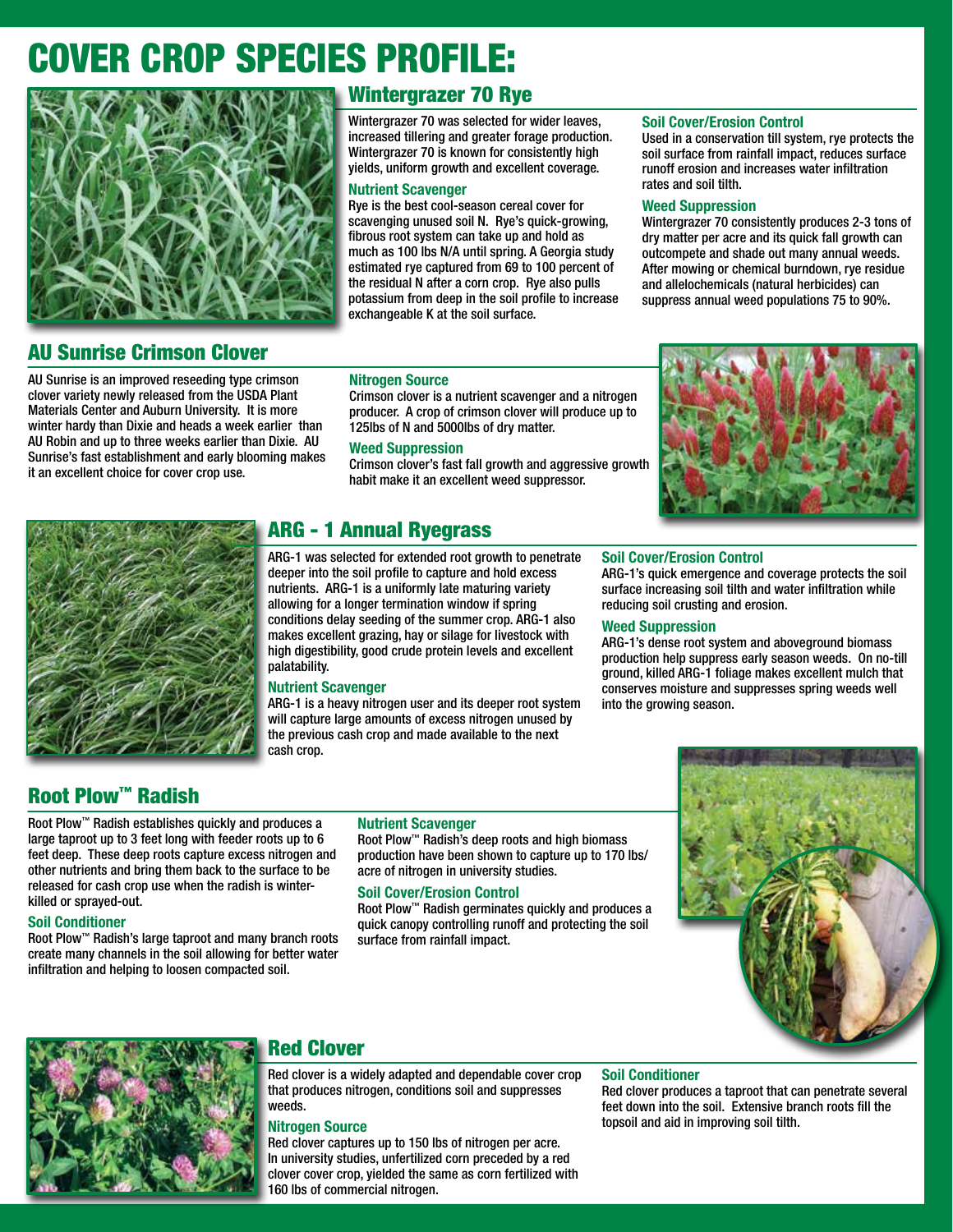# COVER CROP SPECIES PROFILE:

## Wintergrazer 70 Rye

Wintergrazer 70 was selected for wider leaves, increased tillering and greater forage production. Wintergrazer 70 is known for consistently high yields, uniform growth and excellent coverage.

### Nutrient Scavenger

Rye is the best cool-season cereal cover for scavenging unused soil N. Rye's quick-growing, fibrous root system can take up and hold as much as 100 lbs N/A until spring. A Georgia study estimated rye captured from 69 to 100 percent of the residual N after a corn crop. Rye also pulls potassium from deep in the soil profile to increase exchangeable K at the soil surface.

### Soil Cover/Erosion Control

Used in a conservation till system, rye protects the soil surface from rainfall impact, reduces surface runoff erosion and increases water infiltration rates and soil tilth.

### Weed Suppression

Wintergrazer 70 consistently produces 2-3 tons of dry matter per acre and its quick fall growth can outcompete and shade out many annual weeds. After mowing or chemical burndown, rye residue and allelochemicals (natural herbicides) can suppress annual weed populations 75 to 90%.

## AU Sunrise Crimson Clover

AU Sunrise is an improved reseeding type crimson clover variety newly released from the USDA Plant Materials Center and Auburn University. It is more winter hardy than Dixie and heads a week earlier than AU Robin and up to three weeks earlier than Dixie. AU Sunrise's fast establishment and early blooming makes it an excellent choice for cover crop use.

### Nitrogen Source

Crimson clover is a nutrient scavenger and a nitrogen producer. A crop of crimson clover will produce up to 125lbs of N and 5000lbs of dry matter.

### Weed Suppression

Crimson clover's fast fall growth and aggressive growth habit make it an excellent weed suppressor.

## ARG - 1 Annual Ryegrass

ARG-1 was selected for extended root growth to penetrate deeper into the soil profile to capture and hold excess nutrients. ARG-1 is a uniformly late maturing variety allowing for a longer termination window if spring conditions delay seeding of the summer crop. ARG-1 also makes excellent grazing, hay or silage for livestock with high digestibility, good crude protein levels and excellent palatability.

### Nutrient Scavenger

ARG-1 is a heavy nitrogen user and its deeper root system will capture large amounts of excess nitrogen unused by the previous cash crop and made available to the next cash crop.

### Soil Cover/Erosion Control

ARG-1's quick emergence and coverage protects the soil surface increasing soil tilth and water infiltration while reducing soil crusting and erosion.

### Weed Suppression

ARG-1's dense root system and aboveground biomass production help suppress early season weeds. On no-till ground, killed ARG-1 foliage makes excellent mulch that conserves moisture and suppresses spring weeds well into the growing season.

## Root Plow™ Radish

Root Plow™ Radish establishes quickly and produces a large taproot up to 3 feet long with feeder roots up to 6 feet deep. These deep roots capture excess nitrogen and other nutrients and bring them back to the surface to be released for cash crop use when the radish is winter-killed or sprayed-out.

### Soil Conditioner

Root Plow™ Radish's large taproot and many branch roots create many channels in the soil allowing for better water infiltration and helping to loosen compacted soil.

### Nutrient Scavenger

Root Plow™ Radish's deep roots and high biomass production have been shown to capture up to 170 lbs/acre of nitrogen in university studies.

### Soil Cover/Erosion Control

Root Plow™ Radish germinates quickly and produces a quick canopy controlling runoff and protecting the soil surface from rainfall impact.

## Red Clover

Red clover is a widely adapted and dependable cover crop that produces nitrogen, conditions soil and suppresses weeds.

### Nitrogen Source

Red clover captures up to 150 lbs of nitrogen per acre. In university studies, unfertilized corn preceded by a red clover cover crop, yielded the same as corn fertilized with 160 lbs of commercial nitrogen.

### Soil Conditioner

Red clover produces a taproot that can penetrate several feet down into the soil. Extensive branch roots fill the topsoil and aid in improving soil tilth.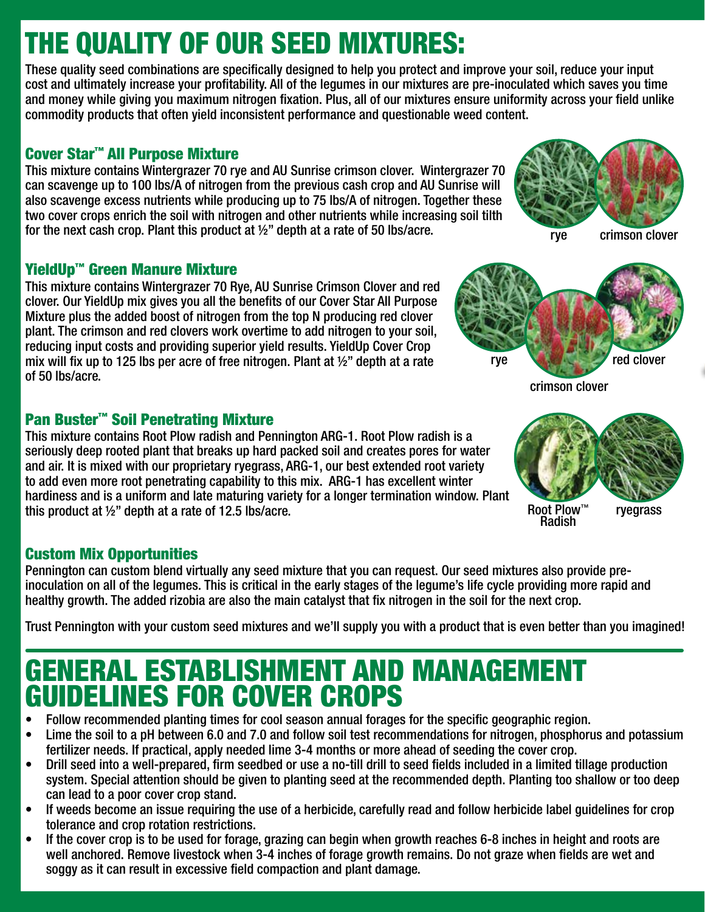# THE QUALITY OF OUR SEED MIXTURES:

These quality seed combinations are specifically designed to help you protect and improve your soil, reduce your input cost and ultimately increase your profitability. All of the legumes in our mixtures are pre-inoculated which saves you time and money while giving you maximum nitrogen fixation. Plus, all of our mixtures ensure uniformity across your field unlike commodity products that often yield inconsistent performance and questionable weed content.

### Cover Star™ All Purpose Mixture

This mixture contains Wintergrazer 70 rye and AU Sunrise crimson clover. Wintergrazer 70 can scavenge up to 100 lbs/A of nitrogen from the previous cash crop and AU Sunrise will also scavenge excess nutrients while producing up to 75 lbs/A of nitrogen. Together these two cover crops enrich the soil with nitrogen and other nutrients while increasing soil tilth for the next cash crop. Plant this product at ½" depth at a rate of 50 lbs/acre.

rye crimson clover

### YieldUp™ Green Manure Mixture

This mixture contains Wintergrazer 70 Rye, AU Sunrise Crimson Clover and red clover. Our YieldUp mix gives you all the benefits of our Cover Star All Purpose Mixture plus the added boost of nitrogen from the top N producing red clover plant. The crimson and red clovers work overtime to add nitrogen to your soil, reducing input costs and providing superior yield results. YieldUp Cover Crop mix will fix up to 125 lbs per acre of free nitrogen. Plant at ½" depth at a rate of 50 lbs/acre.

rye crimson clover red clover

### Pan Buster™ Soil Penetrating Mixture

This mixture contains Root Plow radish and Pennington ARG-1. Root Plow radish is a seriously deep rooted plant that breaks up hard packed soil and creates pores for water and air. It is mixed with our proprietary ryegrass, ARG-1, our best extended root variety to add even more root penetrating capability to this mix. ARG-1 has excellent winter hardiness and is a uniform and late maturing variety for a longer termination window. Plant this product at ½" depth at a rate of 12.5 lbs/acre.

Root Plow™ Radish ryegrass

### Custom Mix Opportunities

Pennington can custom blend virtually any seed mixture that you can request. Our seed mixtures also provide pre-inoculation on all of the legumes. This is critical in the early stages of the legume's life cycle providing more rapid and healthy growth. The added rizobia are also the main catalyst that fix nitrogen in the soil for the next crop.

Trust Pennington with your custom seed mixtures and we'll supply you with a product that is even better than you imagined!

# GENERAL ESTABLISHMENT AND MANAGEMENT GUIDELINES FOR COVER CROPS

- Follow recommended planting times for cool season annual forages for the specific geographic region.
- Lime the soil to a pH between 6.0 and 7.0 and follow soil test recommendations for nitrogen, phosphorus and potassium fertilizer needs. If practical, apply needed lime 3-4 months or more ahead of seeding the cover crop.
- Drill seed into a well-prepared, firm seedbed or use a no-till drill to seed fields included in a limited tillage production system. Special attention should be given to planting seed at the recommended depth. Planting too shallow or too deep can lead to a poor cover crop stand.
- If weeds become an issue requiring the use of a herbicide, carefully read and follow herbicide label guidelines for crop tolerance and crop rotation restrictions.
- If the cover crop is to be used for forage, grazing can begin when growth reaches 6-8 inches in height and roots are well anchored. Remove livestock when 3-4 inches of forage growth remains. Do not graze when fields are wet and soggy as it can result in excessive field compaction and plant damage.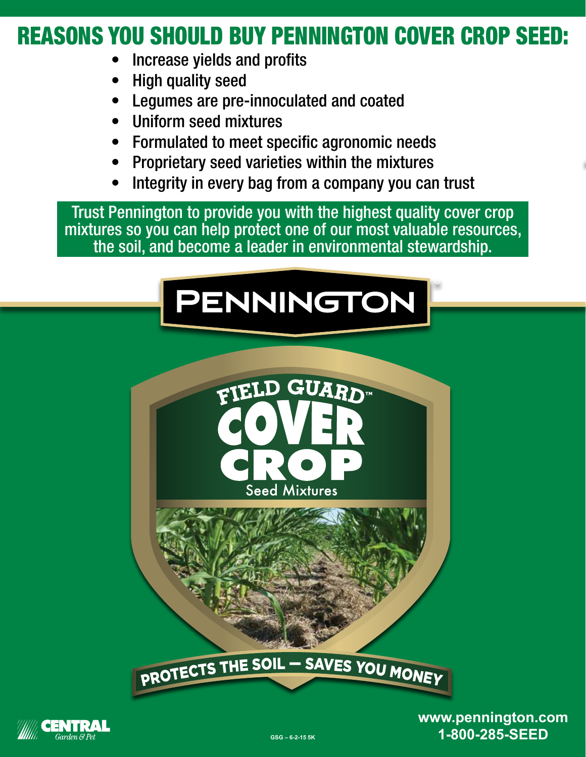# REASONS YOU SHOULD BUY PENNINGTON COVER CROP SEED:

- Increase yields and profits
- High quality seed
- Legumes are pre-innoculated and coated
- Uniform seed mixtures
- Formulated to meet specific agronomic needs
- Proprietary seed varieties within the mixtures
- Integrity in every bag from a company you can trust

Trust Pennington to provide you with the highest quality cover crop mixtures so you can help protect one of our most valuable resources, the soil, and become a leader in environmental stewardship.

PENNINGTON®

FIELD GUARD™ COVER CROP Seed Mixtures

PROTECTS THE SOIL — SAVES YOU MONEY

CENTRAL Garden & Pet

GSG – 6-2-15 5K

www.pennington.com
1-800-285-SEED